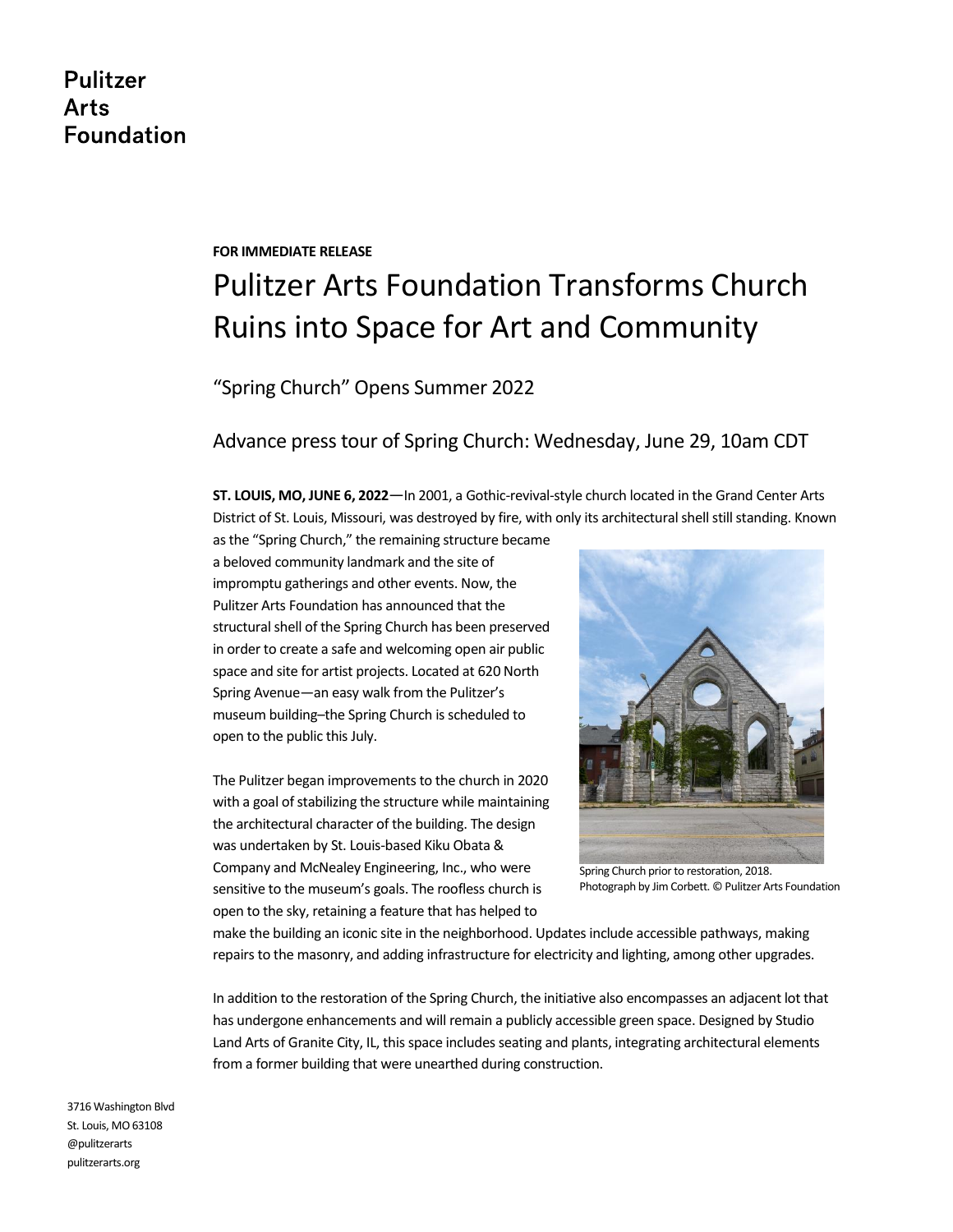Pulitzer
Arts
Foundation

**FOR IMMEDIATE RELEASE**

# Pulitzer Arts Foundation Transforms Church Ruins into Space for Art and Community

## "Spring Church" Opens Summer 2022

## Advance press tour of Spring Church: Wednesday, June 29, 10am CDT

**ST. LOUIS, MO, JUNE 6, 2022**—In 2001, a Gothic-revival-style church located in the Grand Center Arts District of St. Louis, Missouri, was destroyed by fire, with only its architectural shell still standing. Known as the "Spring Church," the remaining structure became a beloved community landmark and the site of impromptu gatherings and other events. Now, the Pulitzer Arts Foundation has announced that the structural shell of the Spring Church has been preserved in order to create a safe and welcoming open air public space and site for artist projects. Located at 620 North Spring Avenue—an easy walk from the Pulitzer's museum building–the Spring Church is scheduled to open to the public this July.

Spring Church prior to restoration, 2018.
Photograph by Jim Corbett. © Pulitzer Arts Foundation

The Pulitzer began improvements to the church in 2020 with a goal of stabilizing the structure while maintaining the architectural character of the building. The design was undertaken by St. Louis-based Kiku Obata & Company and McNealey Engineering, Inc., who were sensitive to the museum's goals. The roofless church is open to the sky, retaining a feature that has helped to make the building an iconic site in the neighborhood. Updates include accessible pathways, making repairs to the masonry, and adding infrastructure for electricity and lighting, among other upgrades.

In addition to the restoration of the Spring Church, the initiative also encompasses an adjacent lot that has undergone enhancements and will remain a publicly accessible green space. Designed by Studio Land Arts of Granite City, IL, this space includes seating and plants, integrating architectural elements from a former building that were unearthed during construction.

3716 Washington Blvd
St. Louis, MO 63108
@pulitzerarts
pulitzerarts.org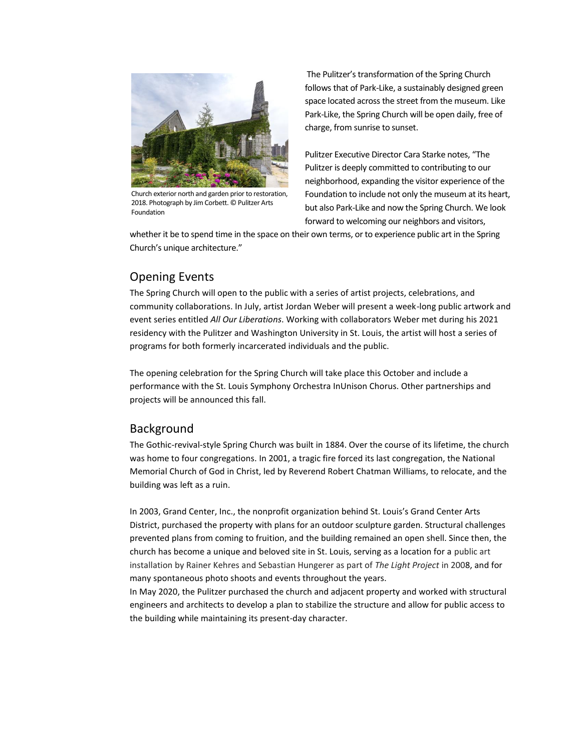Church exterior north and garden prior to restoration, 2018. Photograph by Jim Corbett. © Pulitzer Arts Foundation

The Pulitzer's transformation of the Spring Church follows that of Park-Like, a sustainably designed green space located across the street from the museum. Like Park-Like, the Spring Church will be open daily, free of charge, from sunrise to sunset.

Pulitzer Executive Director Cara Starke notes, "The Pulitzer is deeply committed to contributing to our neighborhood, expanding the visitor experience of the Foundation to include not only the museum at its heart, but also Park-Like and now the Spring Church. We look forward to welcoming our neighbors and visitors, whether it be to spend time in the space on their own terms, or to experience public art in the Spring Church's unique architecture."

## Opening Events

The Spring Church will open to the public with a series of artist projects, celebrations, and community collaborations. In July, artist Jordan Weber will present a week-long public artwork and event series entitled *All Our Liberations*. Working with collaborators Weber met during his 2021 residency with the Pulitzer and Washington University in St. Louis, the artist will host a series of programs for both formerly incarcerated individuals and the public.

The opening celebration for the Spring Church will take place this October and include a performance with the St. Louis Symphony Orchestra InUnison Chorus. Other partnerships and projects will be announced this fall.

## Background

The Gothic-revival-style Spring Church was built in 1884. Over the course of its lifetime, the church was home to four congregations. In 2001, a tragic fire forced its last congregation, the National Memorial Church of God in Christ, led by Reverend Robert Chatman Williams, to relocate, and the building was left as a ruin.

In 2003, Grand Center, Inc., the nonprofit organization behind St. Louis's Grand Center Arts District, purchased the property with plans for an outdoor sculpture garden. Structural challenges prevented plans from coming to fruition, and the building remained an open shell. Since then, the church has become a unique and beloved site in St. Louis, serving as a location for a public art installation by Rainer Kehres and Sebastian Hungerer as part of *The Light Project* in 2008, and for many spontaneous photo shoots and events throughout the years.

In May 2020, the Pulitzer purchased the church and adjacent property and worked with structural engineers and architects to develop a plan to stabilize the structure and allow for public access to the building while maintaining its present-day character.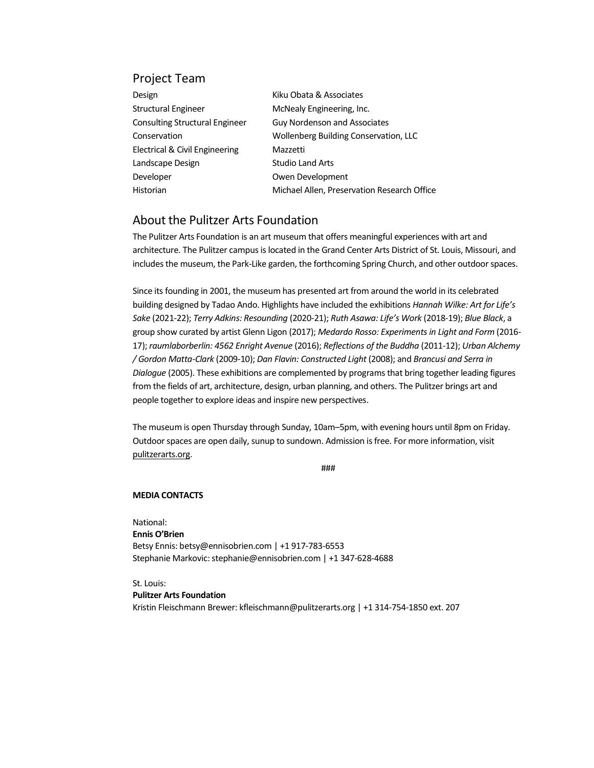## Project Team

| | |
|---|---|
| Design | Kiku Obata & Associates |
| Structural Engineer | McNealy Engineering, Inc. |
| Consulting Structural Engineer | Guy Nordenson and Associates |
| Conservation | Wollenberg Building Conservation, LLC |
| Electrical & Civil Engineering | Mazzetti |
| Landscape Design | Studio Land Arts |
| Developer | Owen Development |
| Historian | Michael Allen, Preservation Research Office |

## About the Pulitzer Arts Foundation

The Pulitzer Arts Foundation is an art museum that offers meaningful experiences with art and architecture. The Pulitzer campus is located in the Grand Center Arts District of St. Louis, Missouri, and includes the museum, the Park-Like garden, the forthcoming Spring Church, and other outdoor spaces.

Since its founding in 2001, the museum has presented art from around the world in its celebrated building designed by Tadao Ando. Highlights have included the exhibitions *Hannah Wilke: Art for Life's Sake* (2021-22); *Terry Adkins: Resounding* (2020-21); *Ruth Asawa: Life's Work* (2018-19); *Blue Black*, a group show curated by artist Glenn Ligon (2017); *Medardo Rosso: Experiments in Light and Form* (2016-17); *raumlaborberlin: 4562 Enright Avenue* (2016); *Reflections of the Buddha* (2011-12); *Urban Alchemy / Gordon Matta-Clark* (2009-10); *Dan Flavin: Constructed Light* (2008); and *Brancusi and Serra in Dialogue* (2005). These exhibitions are complemented by programs that bring together leading figures from the fields of art, architecture, design, urban planning, and others. The Pulitzer brings art and people together to explore ideas and inspire new perspectives.

The museum is open Thursday through Sunday, 10am–5pm, with evening hours until 8pm on Friday. Outdoor spaces are open daily, sunup to sundown. Admission is free. For more information, visit pulitzerarts.org.

###

**MEDIA CONTACTS**

National:
**Ennis O'Brien**
Betsy Ennis: betsy@ennisobrien.com | +1 917-783-6553
Stephanie Markovic: stephanie@ennisobrien.com | +1 347-628-4688

St. Louis:
**Pulitzer Arts Foundation**
Kristin Fleischmann Brewer: kfleischmann@pulitzerarts.org | +1 314-754-1850 ext. 207